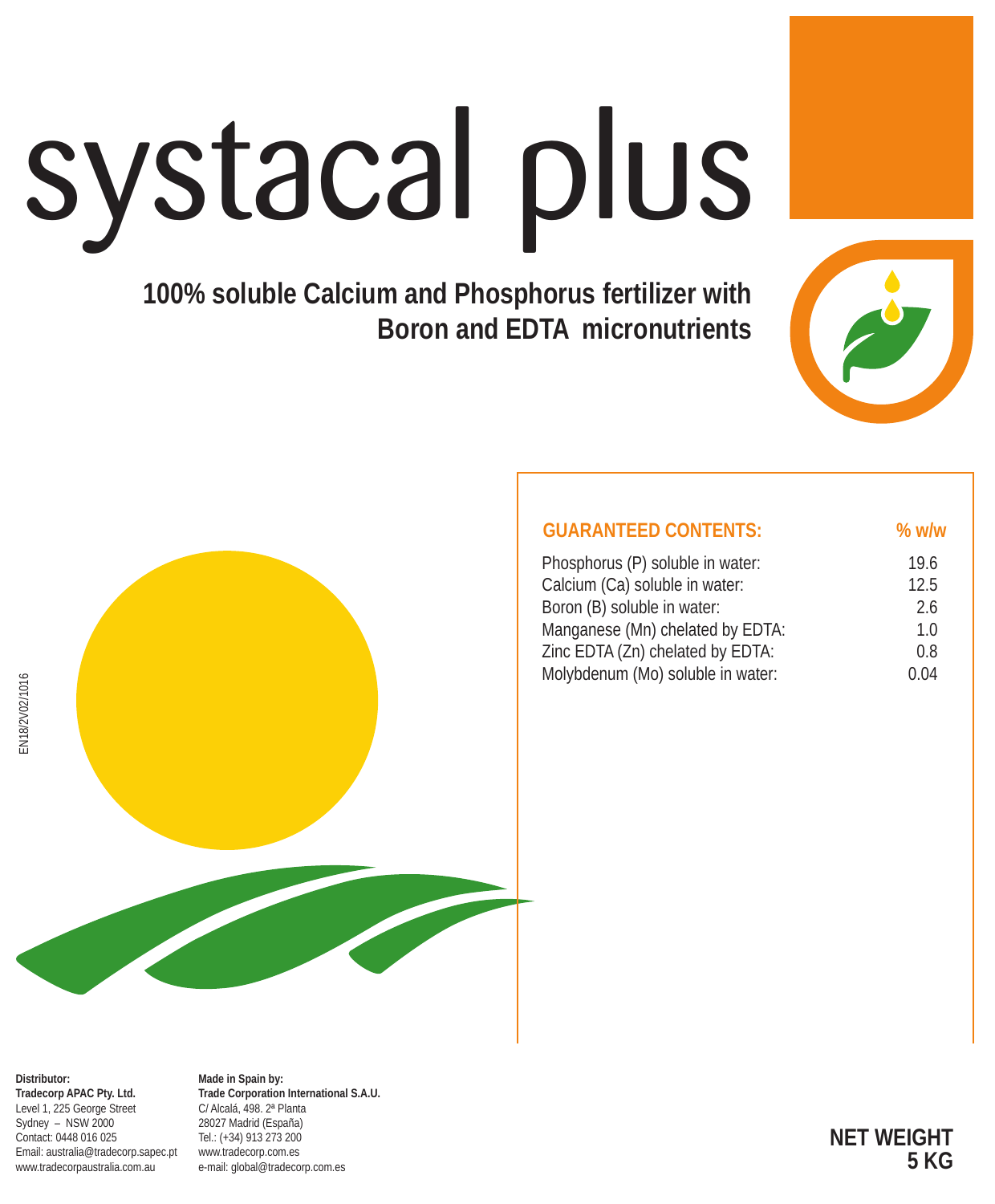# systacal plus

**100% soluble Calcium and Phosphorus fertilizer with Boron and EDTA micronutrients**

EN18/2V02/1016

| GUARANTEED CONTENTS: | % w/w |
|---|---|
| Phosphorus (P) soluble in water: | 19.6 |
| Calcium (Ca) soluble in water: | 12.5 |
| Boron (B) soluble in water: | 2.6 |
| Manganese (Mn) chelated by EDTA: | 1.0 |
| Zinc EDTA (Zn) chelated by EDTA: | 0.8 |
| Molybdenum (Mo) soluble in water: | 0.04 |

**Distributor:**
**Tradecorp APAC Pty. Ltd.**
Level 1, 225 George Street
Sydney – NSW 2000
Contact: 0448 016 025
Email: australia@tradecorp.sapec.pt
www.tradecorpaustralia.com.au

**Made in Spain by:**
**Trade Corporation International S.A.U.**
C/ Alcalá, 498. 2ª Planta
28027 Madrid (España)
Tel.: (+34) 913 273 200
www.tradecorp.com.es
e-mail: global@tradecorp.com.es

**NET WEIGHT**
**5 KG**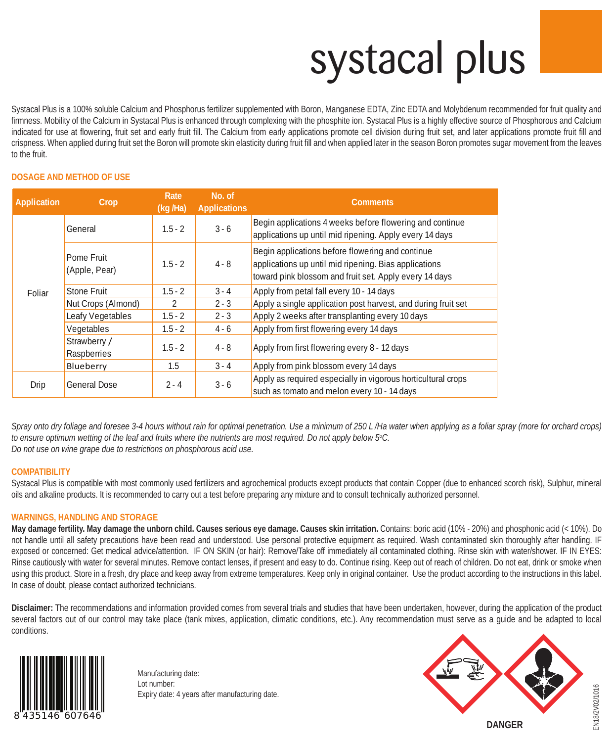# systacal plus

Systacal Plus is a 100% soluble Calcium and Phosphorus fertilizer supplemented with Boron, Manganese EDTA, Zinc EDTA and Molybdenum recommended for fruit quality and firmness. Mobility of the Calcium in Systacal Plus is enhanced through complexing with the phosphite ion. Systacal Plus is a highly effective source of Phosphorous and Calcium indicated for use at flowering, fruit set and early fruit fill. The Calcium from early applications promote cell division during fruit set, and later applications promote fruit fill and crispness. When applied during fruit set the Boron will promote skin elasticity during fruit fill and when applied later in the season Boron promotes sugar movement from the leaves to the fruit.

## DOSAGE AND METHOD OF USE

| Application | Crop | Rate (kg /Ha) | No. of Applications | Comments |
|---|---|---|---|---|
| Foliar | General | 1.5 - 2 | 3 - 6 | Begin applications 4 weeks before flowering and continue applications up until mid ripening. Apply every 14 days |
| | Pome Fruit (Apple, Pear) | 1.5 - 2 | 4 - 8 | Begin applications before flowering and continue applications up until mid ripening. Bias applications toward pink blossom and fruit set. Apply every 14 days |
| | Stone Fruit | 1.5 - 2 | 3 - 4 | Apply from petal fall every 10 - 14 days |
| | Nut Crops (Almond) | 2 | 2 - 3 | Apply a single application post harvest, and during fruit set |
| | Leafy Vegetables | 1.5 - 2 | 2 - 3 | Apply 2 weeks after transplanting every 10 days |
| | Vegetables | 1.5 - 2 | 4 - 6 | Apply from first flowering every 14 days |
| | Strawberry / Raspberries | 1.5 - 2 | 4 - 8 | Apply from first flowering every 8 - 12 days |
| | Blueberry | 1.5 | 3 - 4 | Apply from pink blossom every 14 days |
| Drip | General Dose | 2 - 4 | 3 - 6 | Apply as required especially in vigorous horticultural crops such as tomato and melon every 10 - 14 days |

*Spray onto dry foliage and foresee 3-4 hours without rain for optimal penetration. Use a minimum of 250 L /Ha water when applying as a foliar spray (more for orchard crops) to ensure optimum wetting of the leaf and fruits where the nutrients are most required. Do not apply below 5ºC.*
*Do not use on wine grape due to restrictions on phosphorous acid use.*

## COMPATIBILITY

Systacal Plus is compatible with most commonly used fertilizers and agrochemical products except products that contain Copper (due to enhanced scorch risk), Sulphur, mineral oils and alkaline products. It is recommended to carry out a test before preparing any mixture and to consult technically authorized personnel.

## WARNINGS, HANDLING AND STORAGE

**May damage fertility. May damage the unborn child. Causes serious eye damage. Causes skin irritation.** Contains: boric acid (10% - 20%) and phosphonic acid (< 10%). Do not handle until all safety precautions have been read and understood. Use personal protective equipment as required. Wash contaminated skin thoroughly after handling. IF exposed or concerned: Get medical advice/attention. IF ON SKIN (or hair): Remove/Take off immediately all contaminated clothing. Rinse skin with water/shower. IF IN EYES: Rinse cautiously with water for several minutes. Remove contact lenses, if present and easy to do. Continue rising. Keep out of reach of children. Do not eat, drink or smoke when using this product. Store in a fresh, dry place and keep away from extreme temperatures. Keep only in original container. Use the product according to the instructions in this label. In case of doubt, please contact authorized technicians.

**Disclaimer:** The recommendations and information provided comes from several trials and studies that have been undertaken, however, during the application of the product several factors out of our control may take place (tank mixes, application, climatic conditions, etc.). Any recommendation must serve as a guide and be adapted to local conditions.

8 435146 607646

Manufacturing date:
Lot number:
Expiry date: 4 years after manufacturing date.

DANGER

EN18/2V02/1016